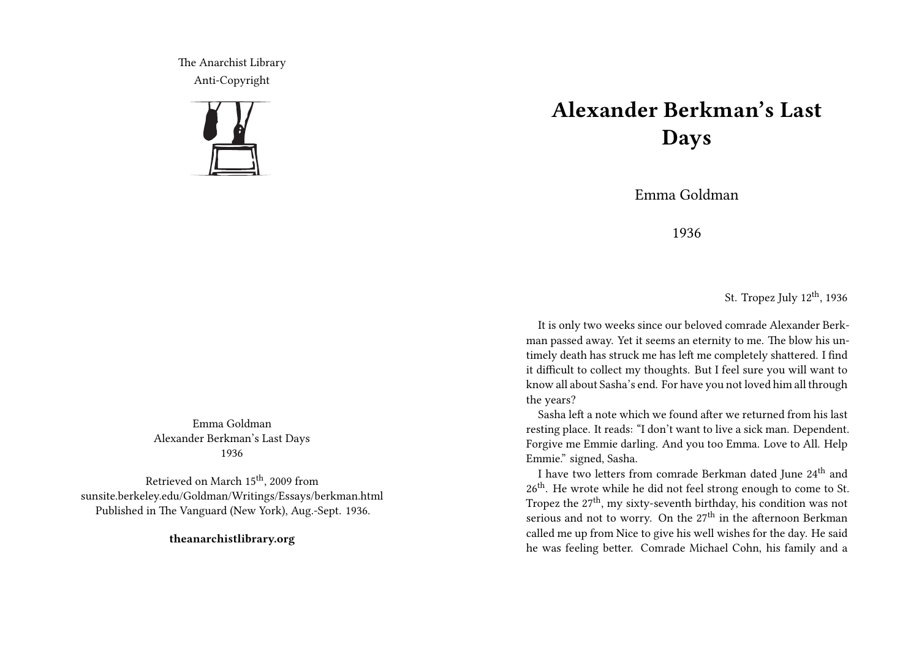The Anarchist Library
Anti-Copyright

Emma Goldman
Alexander Berkman's Last Days
1936

Retrieved on March 15th, 2009 from
sunsite.berkeley.edu/Goldman/Writings/Essays/berkman.html
Published in The Vanguard (New York), Aug.-Sept. 1936.

**theanarchistlibrary.org**

# Alexander Berkman's Last Days

Emma Goldman

1936

St. Tropez July 12th, 1936

It is only two weeks since our beloved comrade Alexander Berkman passed away. Yet it seems an eternity to me. The blow his untimely death has struck me has left me completely shattered. I find it difficult to collect my thoughts. But I feel sure you will want to know all about Sasha's end. For have you not loved him all through the years?

Sasha left a note which we found after we returned from his last resting place. It reads: "I don't want to live a sick man. Dependent. Forgive me Emmie darling. And you too Emma. Love to All. Help Emmie." signed, Sasha.

I have two letters from comrade Berkman dated June 24th and 26th. He wrote while he did not feel strong enough to come to St. Tropez the 27th, my sixty-seventh birthday, his condition was not serious and not to worry. On the 27th in the afternoon Berkman called me up from Nice to give his well wishes for the day. He said he was feeling better. Comrade Michael Cohn, his family and a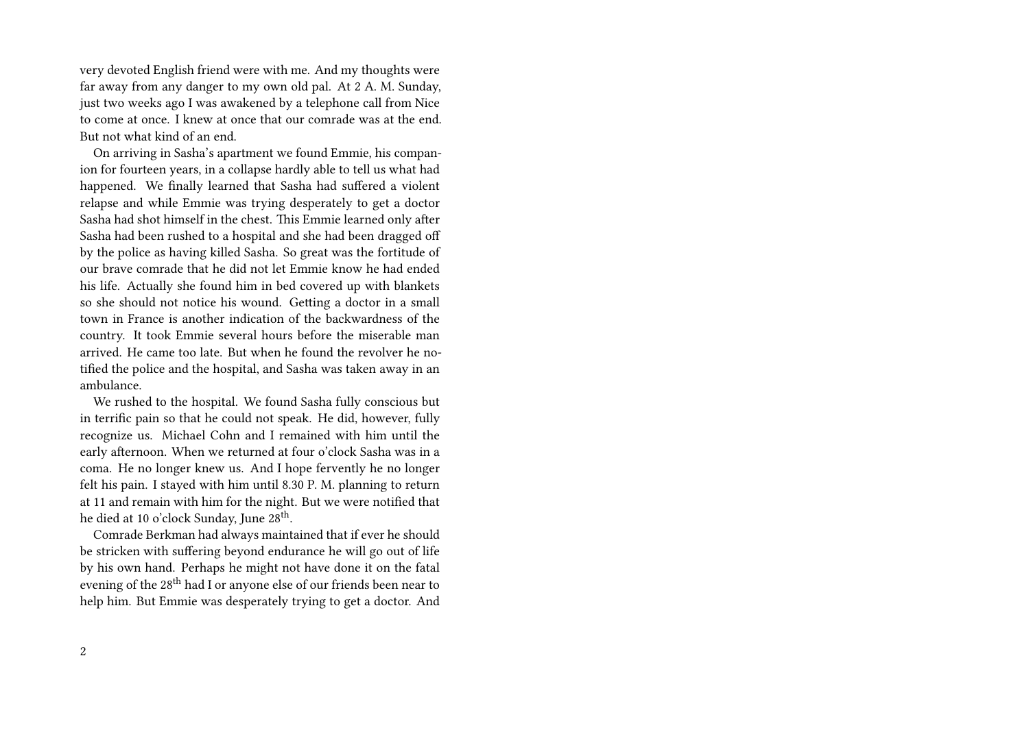very devoted English friend were with me. And my thoughts were far away from any danger to my own old pal. At 2 A. M. Sunday, just two weeks ago I was awakened by a telephone call from Nice to come at once. I knew at once that our comrade was at the end. But not what kind of an end.

On arriving in Sasha's apartment we found Emmie, his companion for fourteen years, in a collapse hardly able to tell us what had happened. We finally learned that Sasha had suffered a violent relapse and while Emmie was trying desperately to get a doctor Sasha had shot himself in the chest. This Emmie learned only after Sasha had been rushed to a hospital and she had been dragged off by the police as having killed Sasha. So great was the fortitude of our brave comrade that he did not let Emmie know he had ended his life. Actually she found him in bed covered up with blankets so she should not notice his wound. Getting a doctor in a small town in France is another indication of the backwardness of the country. It took Emmie several hours before the miserable man arrived. He came too late. But when he found the revolver he notified the police and the hospital, and Sasha was taken away in an ambulance.

We rushed to the hospital. We found Sasha fully conscious but in terrific pain so that he could not speak. He did, however, fully recognize us. Michael Cohn and I remained with him until the early afternoon. When we returned at four o'clock Sasha was in a coma. He no longer knew us. And I hope fervently he no longer felt his pain. I stayed with him until 8.30 P. M. planning to return at 11 and remain with him for the night. But we were notified that he died at 10 o'clock Sunday, June 28th.

Comrade Berkman had always maintained that if ever he should be stricken with suffering beyond endurance he will go out of life by his own hand. Perhaps he might not have done it on the fatal evening of the 28th had I or anyone else of our friends been near to help him. But Emmie was desperately trying to get a doctor. And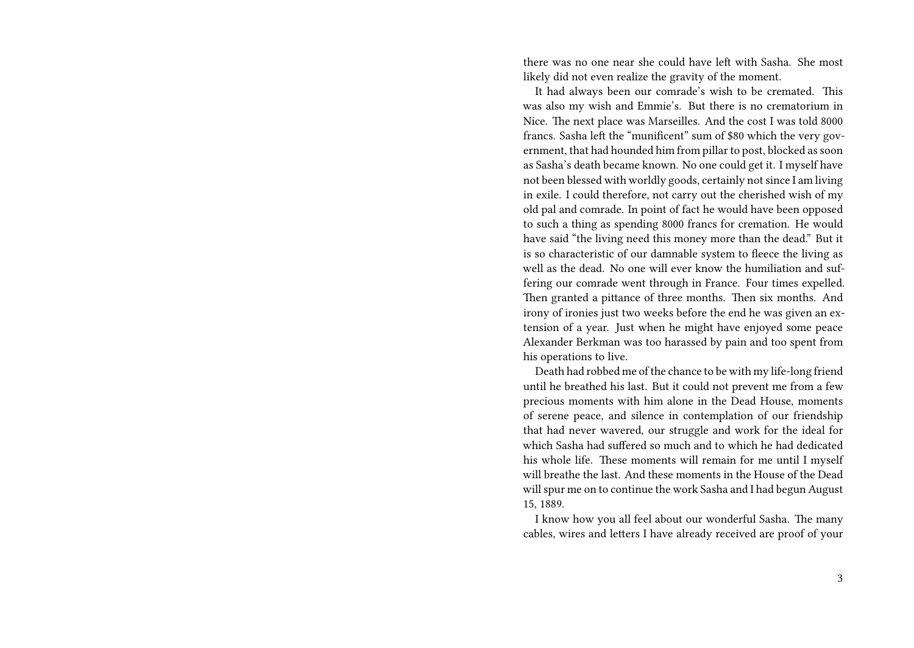there was no one near she could have left with Sasha. She most likely did not even realize the gravity of the moment.

It had always been our comrade's wish to be cremated. This was also my wish and Emmie's. But there is no crematorium in Nice. The next place was Marseilles. And the cost I was told 8000 francs. Sasha left the "munificent" sum of $80 which the very government, that had hounded him from pillar to post, blocked as soon as Sasha's death became known. No one could get it. I myself have not been blessed with worldly goods, certainly not since I am living in exile. I could therefore, not carry out the cherished wish of my old pal and comrade. In point of fact he would have been opposed to such a thing as spending 8000 francs for cremation. He would have said "the living need this money more than the dead." But it is so characteristic of our damnable system to fleece the living as well as the dead. No one will ever know the humiliation and suffering our comrade went through in France. Four times expelled. Then granted a pittance of three months. Then six months. And irony of ironies just two weeks before the end he was given an extension of a year. Just when he might have enjoyed some peace Alexander Berkman was too harassed by pain and too spent from his operations to live.

Death had robbed me of the chance to be with my life-long friend until he breathed his last. But it could not prevent me from a few precious moments with him alone in the Dead House, moments of serene peace, and silence in contemplation of our friendship that had never wavered, our struggle and work for the ideal for which Sasha had suffered so much and to which he had dedicated his whole life. These moments will remain for me until I myself will breathe the last. And these moments in the House of the Dead will spur me on to continue the work Sasha and I had begun August 15, 1889.

I know how you all feel about our wonderful Sasha. The many cables, wires and letters I have already received are proof of your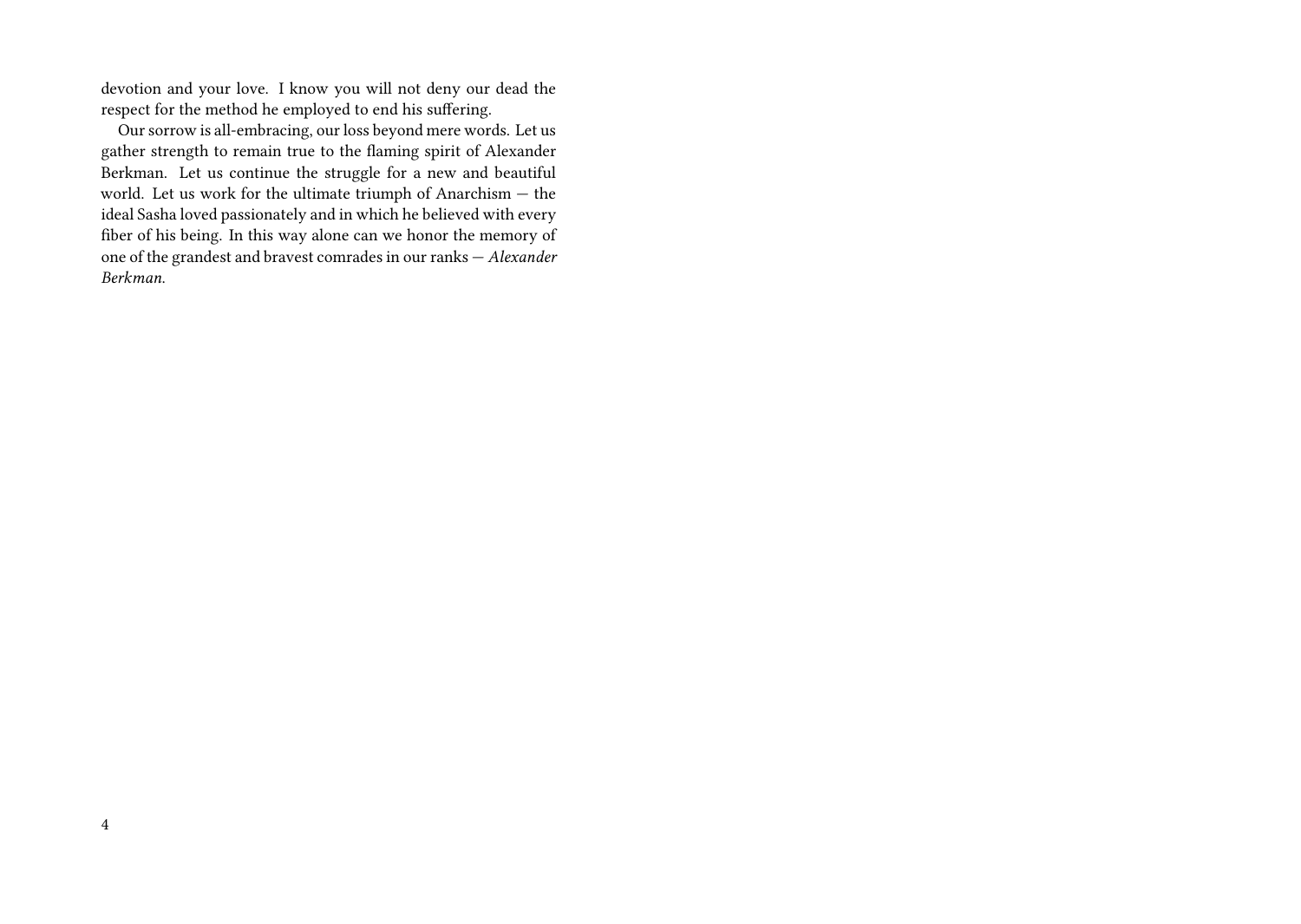devotion and your love. I know you will not deny our dead the respect for the method he employed to end his suffering.

Our sorrow is all-embracing, our loss beyond mere words. Let us gather strength to remain true to the flaming spirit of Alexander Berkman. Let us continue the struggle for a new and beautiful world. Let us work for the ultimate triumph of Anarchism — the ideal Sasha loved passionately and in which he believed with every fiber of his being. In this way alone can we honor the memory of one of the grandest and bravest comrades in our ranks — *Alexander Berkman.*